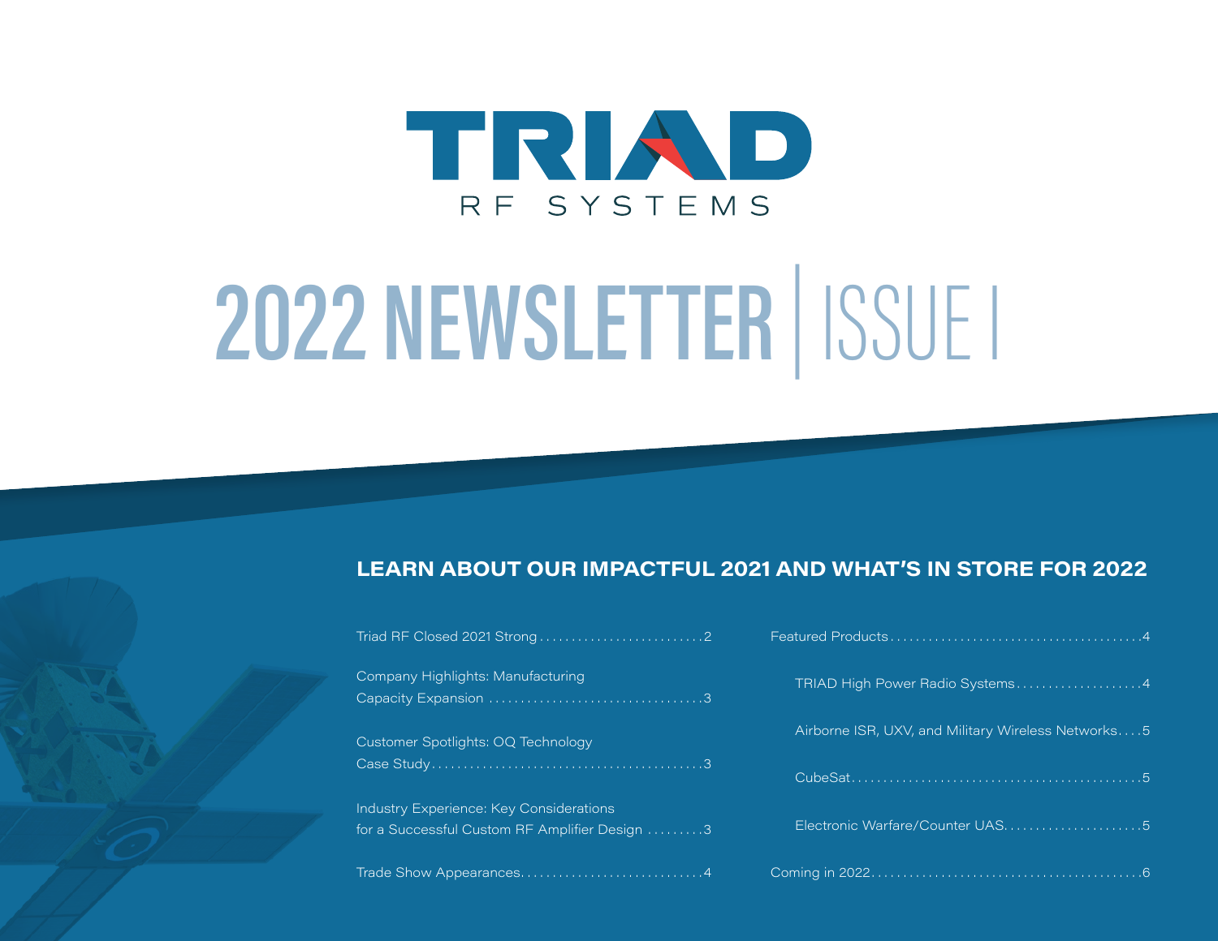# TRIAD RF SYSTEMS

# 2022 NEWSLETTER | ISSUE I

## LEARN ABOUT OUR IMPACTFUL 2021 AND WHAT'S IN STORE FOR 2022

- Triad RF Closed 2021 Strong .......... 2
- Company Highlights: Manufacturing Capacity Expansion .......... 3
- Customer Spotlights: OQ Technology Case Study .......... 3
- Industry Experience: Key Considerations for a Successful Custom RF Amplifier Design .......... 3
- Trade Show Appearances .......... 4
- Featured Products .......... 4
  - TRIAD High Power Radio Systems .......... 4
  - Airborne ISR, UXV, and Military Wireless Networks .......... 5
  - CubeSat .......... 5
  - Electronic Warfare/Counter UAS .......... 5
- Coming in 2022 .......... 6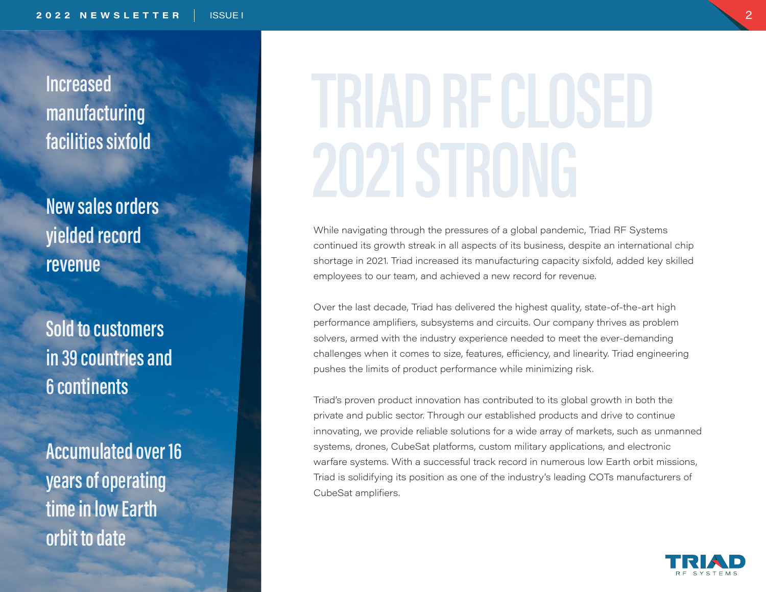Increased manufacturing facilities sixfold

New sales orders yielded record revenue

Sold to customers in 39 countries and 6 continents

Accumulated over 16 years of operating time in low Earth orbit to date

# TRIAD RF CLOSED 2021 STRONG

While navigating through the pressures of a global pandemic, Triad RF Systems continued its growth streak in all aspects of its business, despite an international chip shortage in 2021. Triad increased its manufacturing capacity sixfold, added key skilled employees to our team, and achieved a new record for revenue.

Over the last decade, Triad has delivered the highest quality, state-of-the-art high performance amplifiers, subsystems and circuits. Our company thrives as problem solvers, armed with the industry experience needed to meet the ever-demanding challenges when it comes to size, features, efficiency, and linearity. Triad engineering pushes the limits of product performance while minimizing risk.

Triad's proven product innovation has contributed to its global growth in both the private and public sector. Through our established products and drive to continue innovating, we provide reliable solutions for a wide array of markets, such as unmanned systems, drones, CubeSat platforms, custom military applications, and electronic warfare systems. With a successful track record in numerous low Earth orbit missions, Triad is solidifying its position as one of the industry's leading COTs manufacturers of CubeSat amplifiers.

TRIAD RF SYSTEMS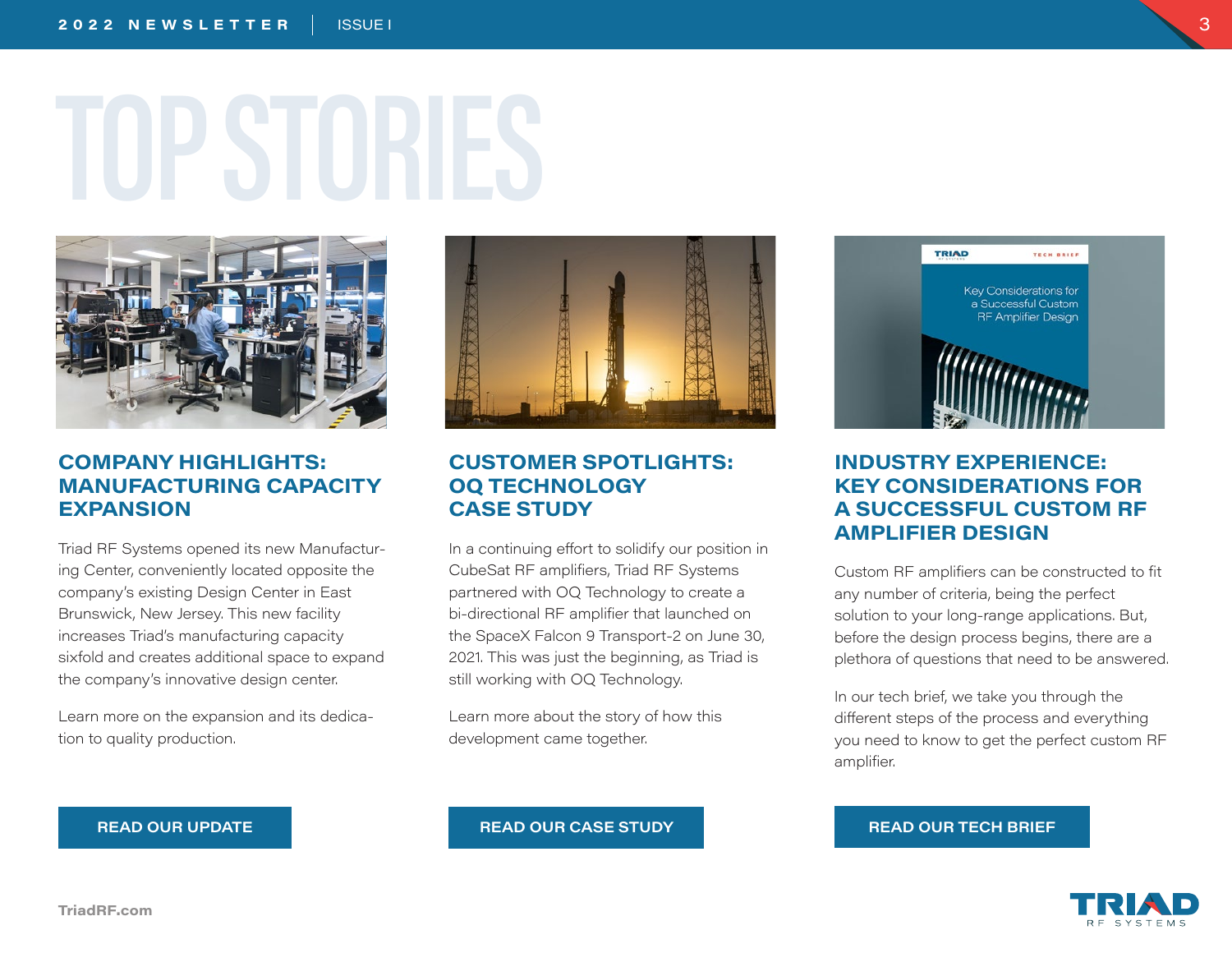# TOP STORIES

## COMPANY HIGHLIGHTS: MANUFACTURING CAPACITY EXPANSION

Triad RF Systems opened its new Manufacturing Center, conveniently located opposite the company's existing Design Center in East Brunswick, New Jersey. This new facility increases Triad's manufacturing capacity sixfold and creates additional space to expand the company's innovative design center.

Learn more on the expansion and its dedication to quality production.

**READ OUR UPDATE**

## CUSTOMER SPOTLIGHTS: OQ TECHNOLOGY CASE STUDY

In a continuing effort to solidify our position in CubeSat RF amplifiers, Triad RF Systems partnered with OQ Technology to create a bi-directional RF amplifier that launched on the SpaceX Falcon 9 Transport-2 on June 30, 2021. This was just the beginning, as Triad is still working with OQ Technology.

Learn more about the story of how this development came together.

**READ OUR CASE STUDY**

## INDUSTRY EXPERIENCE: KEY CONSIDERATIONS FOR A SUCCESSFUL CUSTOM RF AMPLIFIER DESIGN

Custom RF amplifiers can be constructed to fit any number of criteria, being the perfect solution to your long-range applications. But, before the design process begins, there are a plethora of questions that need to be answered.

In our tech brief, we take you through the different steps of the process and everything you need to know to get the perfect custom RF amplifier.

**READ OUR TECH BRIEF**

TriadRF.com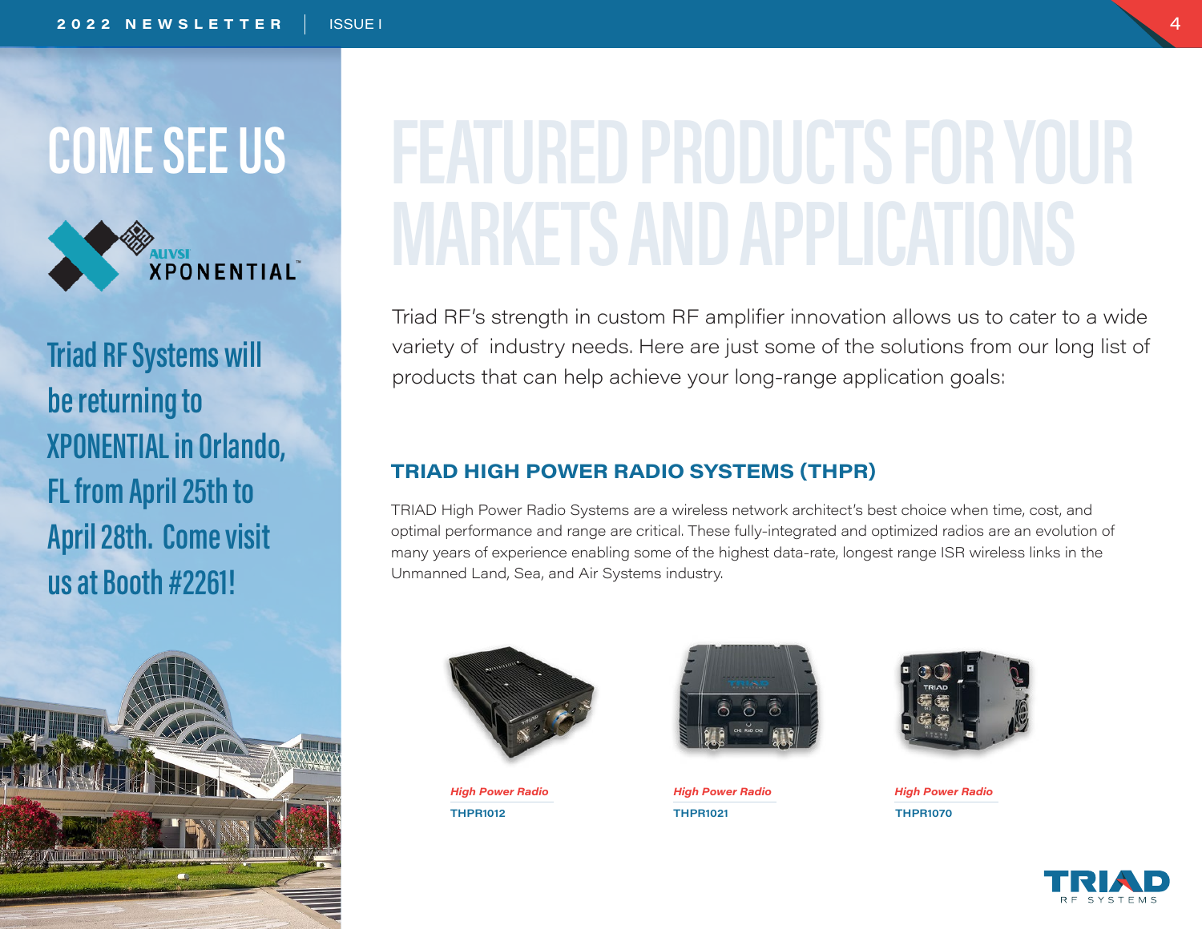# COME SEE US

AUVSI XPONENTIAL™

Triad RF Systems will be returning to XPONENTIAL in Orlando, FL from April 25th to April 28th. Come visit us at Booth #2261!

# FEATURED PRODUCTS FOR YOUR MARKETS AND APPLICATIONS

Triad RF's strength in custom RF amplifier innovation allows us to cater to a wide variety of industry needs. Here are just some of the solutions from our long list of products that can help achieve your long-range application goals:

## TRIAD HIGH POWER RADIO SYSTEMS (THPR)

TRIAD High Power Radio Systems are a wireless network architect's best choice when time, cost, and optimal performance and range are critical. These fully-integrated and optimized radios are an evolution of many years of experience enabling some of the highest data-rate, longest range ISR wireless links in the Unmanned Land, Sea, and Air Systems industry.

*High Power Radio*
**THPR1012**

*High Power Radio*
**THPR1021**

*High Power Radio*
**THPR1070**

TRIAD RF SYSTEMS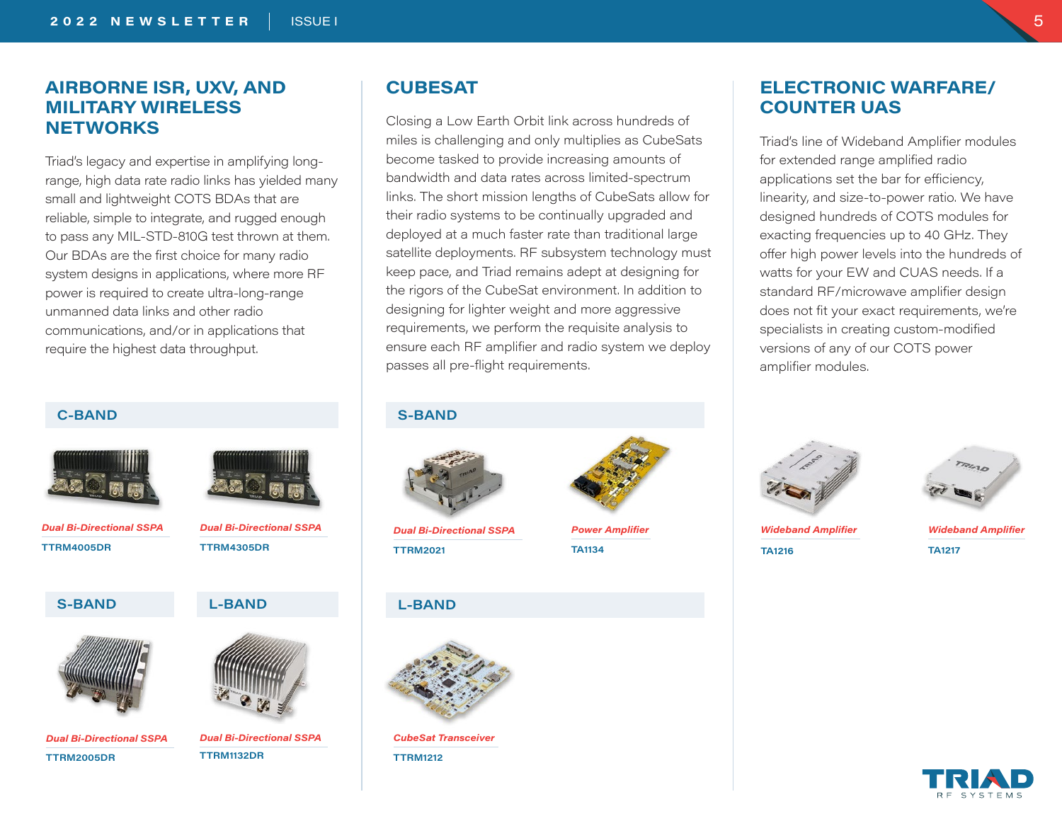## AIRBORNE ISR, UXV, AND MILITARY WIRELESS NETWORKS

Triad's legacy and expertise in amplifying long-range, high data rate radio links has yielded many small and lightweight COTS BDAs that are reliable, simple to integrate, and rugged enough to pass any MIL-STD-810G test thrown at them. Our BDAs are the first choice for many radio system designs in applications, where more RF power is required to create ultra-long-range unmanned data links and other radio communications, and/or in applications that require the highest data throughput.

### C-BAND

*Dual Bi-Directional SSPA*

**TTRM4005DR**

*Dual Bi-Directional SSPA*

**TTRM4305DR**

### S-BAND

*Dual Bi-Directional SSPA*

**TTRM2005DR**

### L-BAND

*Dual Bi-Directional SSPA*

**TTRM1132DR**

## CUBESAT

Closing a Low Earth Orbit link across hundreds of miles is challenging and only multiplies as CubeSats become tasked to provide increasing amounts of bandwidth and data rates across limited-spectrum links. The short mission lengths of CubeSats allow for their radio systems to be continually upgraded and deployed at a much faster rate than traditional large satellite deployments. RF subsystem technology must keep pace, and Triad remains adept at designing for the rigors of the CubeSat environment. In addition to designing for lighter weight and more aggressive requirements, we perform the requisite analysis to ensure each RF amplifier and radio system we deploy passes all pre-flight requirements.

### S-BAND

*Dual Bi-Directional SSPA*

**TTRM2021**

*Power Amplifier*

**TA1134**

### L-BAND

*CubeSat Transceiver*

**TTRM1212**

## ELECTRONIC WARFARE/ COUNTER UAS

Triad's line of Wideband Amplifier modules for extended range amplified radio applications set the bar for efficiency, linearity, and size-to-power ratio. We have designed hundreds of COTS modules for exacting frequencies up to 40 GHz. They offer high power levels into the hundreds of watts for your EW and CUAS needs. If a standard RF/microwave amplifier design does not fit your exact requirements, we're specialists in creating custom-modified versions of any of our COTS power amplifier modules.

*Wideband Amplifier*

**TA1216**

*Wideband Amplifier*

**TA1217**

TRIAD RF SYSTEMS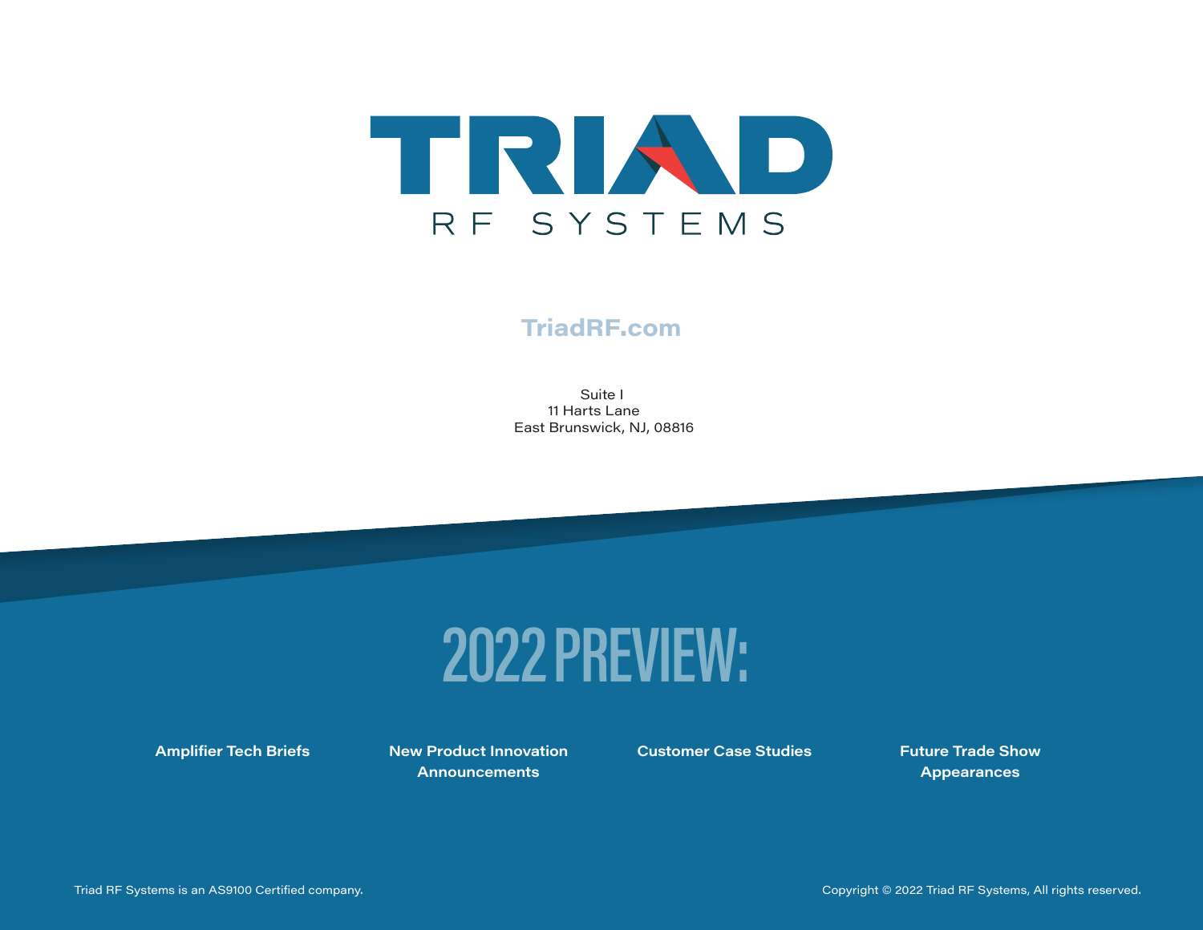# TRIAD

RF SYSTEMS

TriadRF.com

Suite I
11 Harts Lane
East Brunswick, NJ, 08816

## 2022 PREVIEW:

**Amplifier Tech Briefs**

**New Product Innovation Announcements**

**Customer Case Studies**

**Future Trade Show Appearances**

Triad RF Systems is an AS9100 Certified company.

Copyright © 2022 Triad RF Systems, All rights reserved.